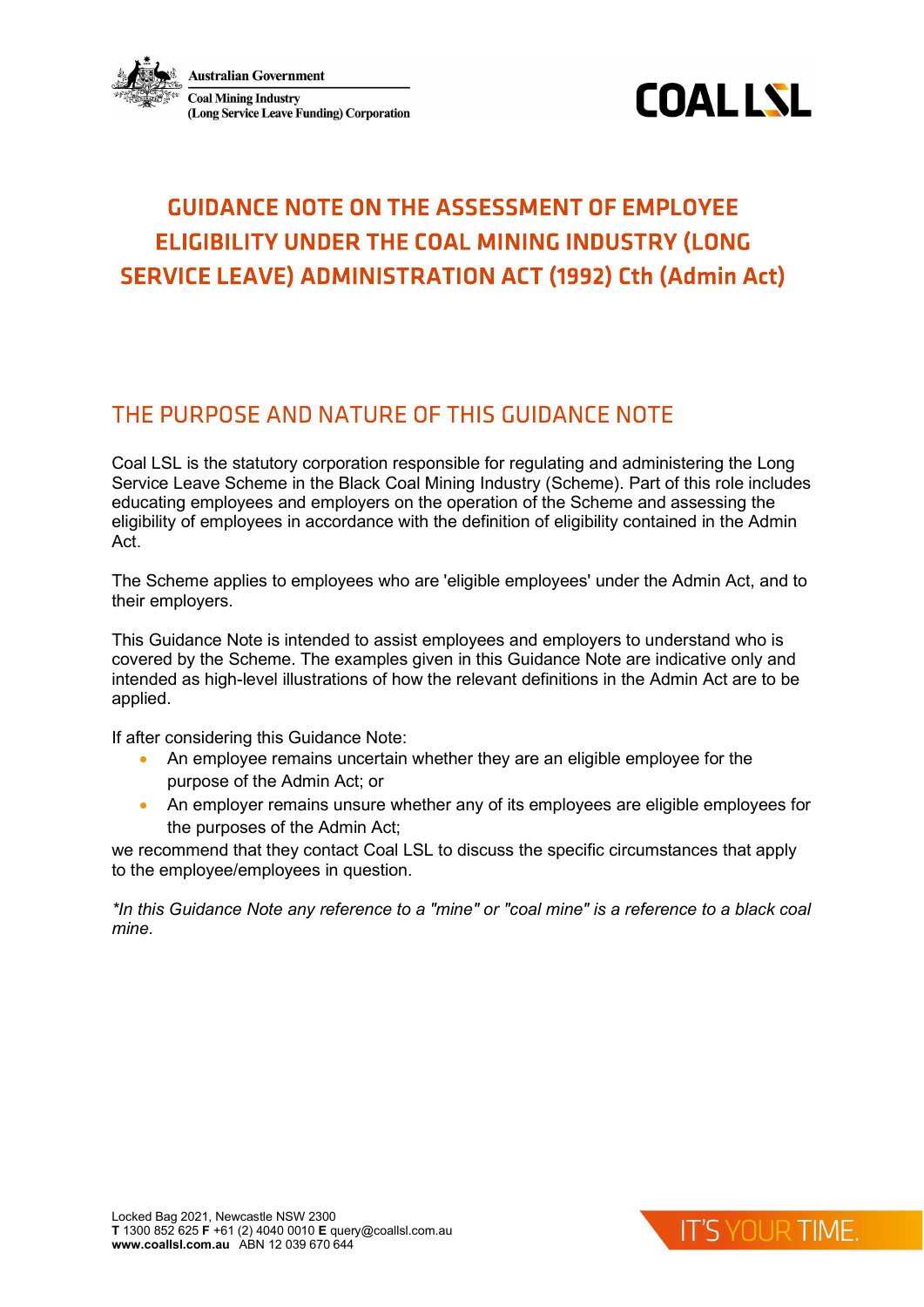# GUIDANCE NOTE ON THE ASSESSMENT OF EMPLOYEE ELIGIBILITY UNDER THE COAL MINING INDUSTRY (LONG SERVICE LEAVE) ADMINISTRATION ACT (1992) Cth (Admin Act)

## THE PURPOSE AND NATURE OF THIS GUIDANCE NOTE

Coal LSL is the statutory corporation responsible for regulating and administering the Long Service Leave Scheme in the Black Coal Mining Industry (Scheme). Part of this role includes educating employees and employers on the operation of the Scheme and assessing the eligibility of employees in accordance with the definition of eligibility contained in the Admin Act.

The Scheme applies to employees who are 'eligible employees' under the Admin Act, and to their employers.

This Guidance Note is intended to assist employees and employers to understand who is covered by the Scheme. The examples given in this Guidance Note are indicative only and intended as high-level illustrations of how the relevant definitions in the Admin Act are to be applied.

If after considering this Guidance Note:

- An employee remains uncertain whether they are an eligible employee for the purpose of the Admin Act; or
- An employer remains unsure whether any of its employees are eligible employees for the purposes of the Admin Act;

we recommend that they contact Coal LSL to discuss the specific circumstances that apply to the employee/employees in question.

*\*In this Guidance Note any reference to a "mine" or "coal mine" is a reference to a black coal mine.*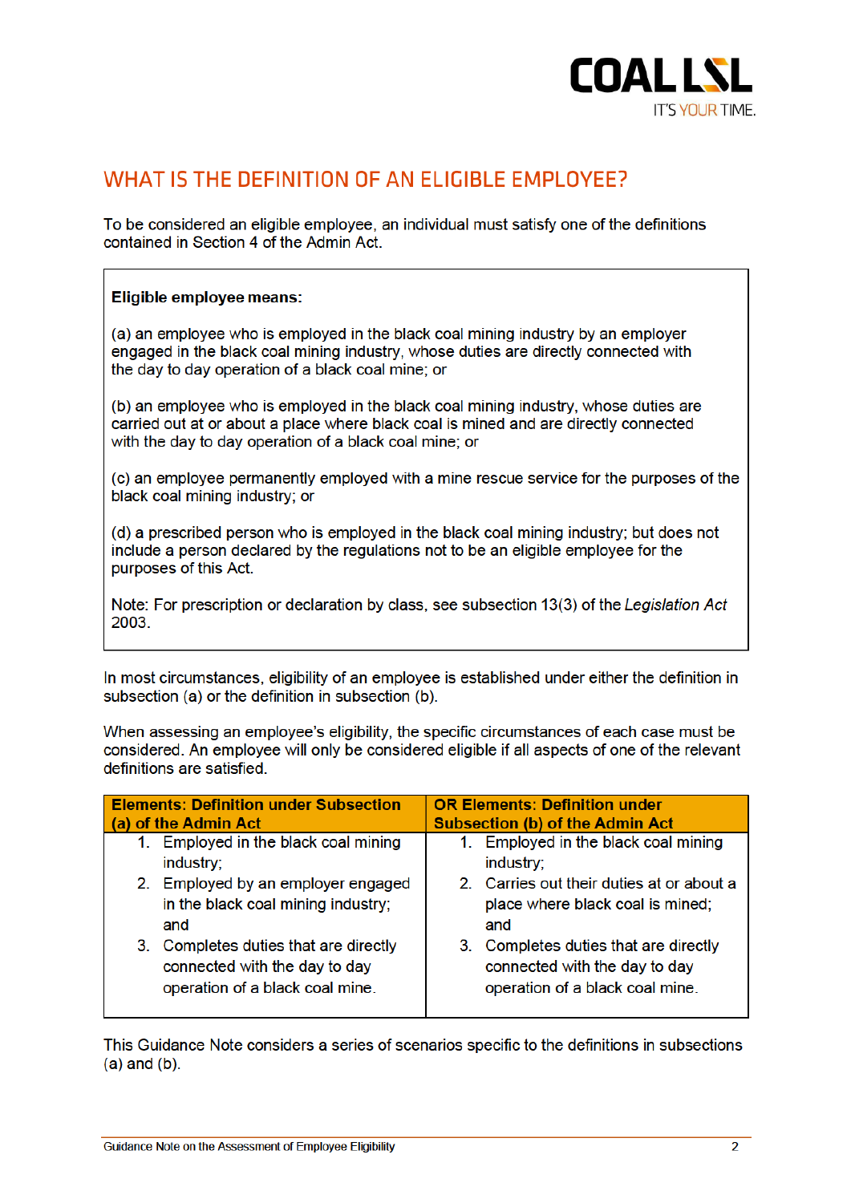# WHAT IS THE DEFINITION OF AN ELIGIBLE EMPLOYEE?

To be considered an eligible employee, an individual must satisfy one of the definitions contained in Section 4 of the Admin Act.

> **Eligible employee means:**
>
> (a) an employee who is employed in the black coal mining industry by an employer engaged in the black coal mining industry, whose duties are directly connected with the day to day operation of a black coal mine; or
>
> (b) an employee who is employed in the black coal mining industry, whose duties are carried out at or about a place where black coal is mined and are directly connected with the day to day operation of a black coal mine; or
>
> (c) an employee permanently employed with a mine rescue service for the purposes of the black coal mining industry; or
>
> (d) a prescribed person who is employed in the black coal mining industry; but does not include a person declared by the regulations not to be an eligible employee for the purposes of this Act.
>
> Note: For prescription or declaration by class, see subsection 13(3) of the *Legislation Act* 2003.

In most circumstances, eligibility of an employee is established under either the definition in subsection (a) or the definition in subsection (b).

When assessing an employee's eligibility, the specific circumstances of each case must be considered. An employee will only be considered eligible if all aspects of one of the relevant definitions are satisfied.

| Elements: Definition under Subsection (a) of the Admin Act | OR Elements: Definition under Subsection (b) of the Admin Act |
|---|---|
| 1. Employed in the black coal mining industry;<br>2. Employed by an employer engaged in the black coal mining industry; and<br>3. Completes duties that are directly connected with the day to day operation of a black coal mine. | 1. Employed in the black coal mining industry;<br>2. Carries out their duties at or about a place where black coal is mined; and<br>3. Completes duties that are directly connected with the day to day operation of a black coal mine. |

This Guidance Note considers a series of scenarios specific to the definitions in subsections (a) and (b).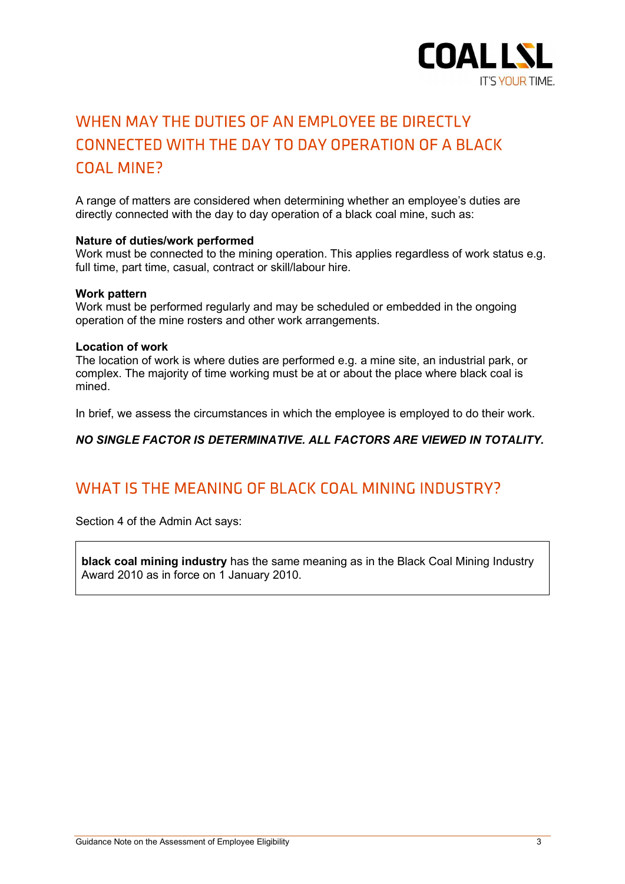## WHEN MAY THE DUTIES OF AN EMPLOYEE BE DIRECTLY CONNECTED WITH THE DAY TO DAY OPERATION OF A BLACK COAL MINE?

A range of matters are considered when determining whether an employee's duties are directly connected with the day to day operation of a black coal mine, such as:

**Nature of duties/work performed**
Work must be connected to the mining operation. This applies regardless of work status e.g. full time, part time, casual, contract or skill/labour hire.

**Work pattern**
Work must be performed regularly and may be scheduled or embedded in the ongoing operation of the mine rosters and other work arrangements.

**Location of work**
The location of work is where duties are performed e.g. a mine site, an industrial park, or complex. The majority of time working must be at or about the place where black coal is mined.

In brief, we assess the circumstances in which the employee is employed to do their work.

***NO SINGLE FACTOR IS DETERMINATIVE. ALL FACTORS ARE VIEWED IN TOTALITY.***

## WHAT IS THE MEANING OF BLACK COAL MINING INDUSTRY?

Section 4 of the Admin Act says:

> **black coal mining industry** has the same meaning as in the Black Coal Mining Industry Award 2010 as in force on 1 January 2010.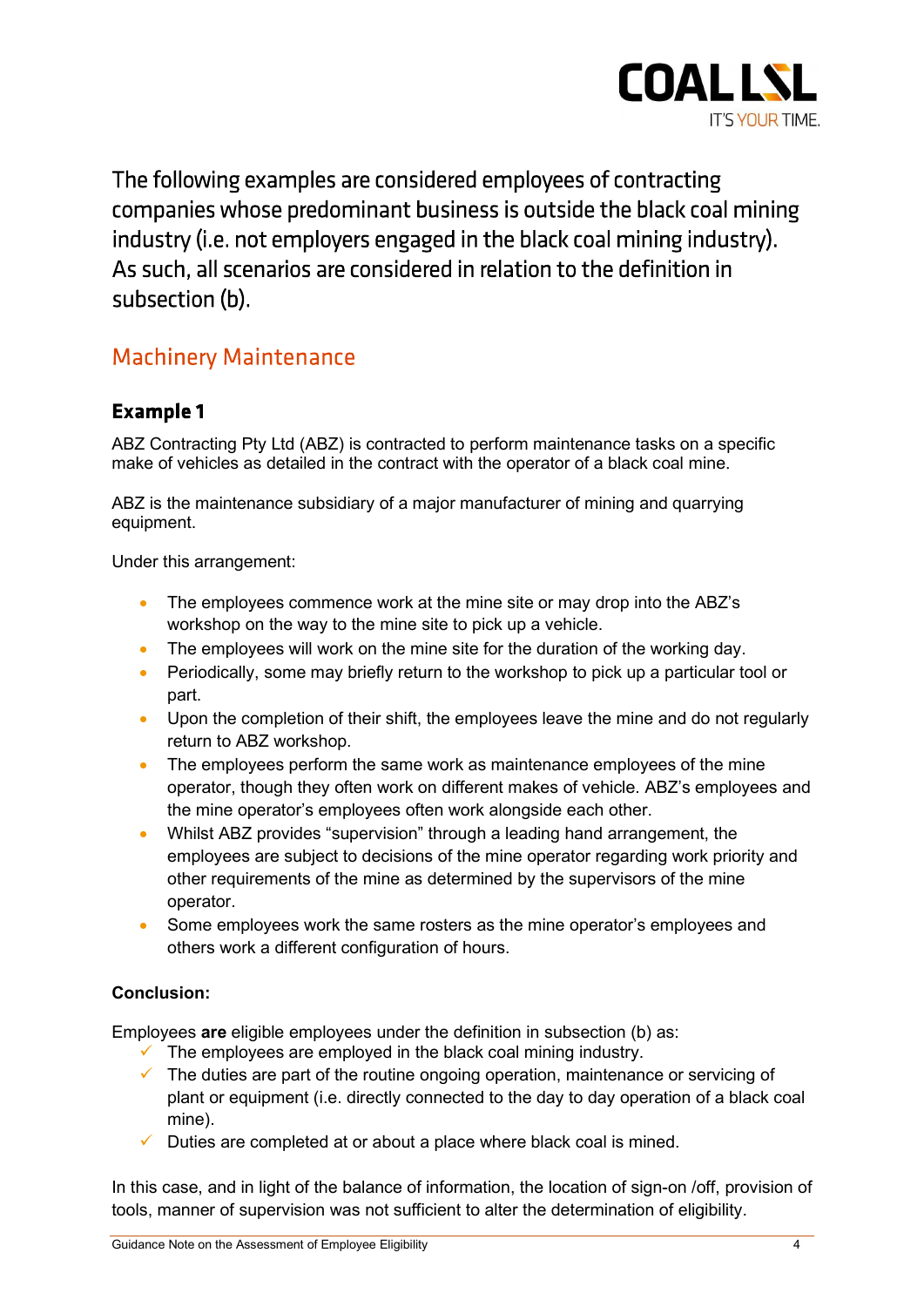The following examples are considered employees of contracting companies whose predominant business is outside the black coal mining industry (i.e. not employers engaged in the black coal mining industry). As such, all scenarios are considered in relation to the definition in subsection (b).

## Machinery Maintenance

### Example 1

ABZ Contracting Pty Ltd (ABZ) is contracted to perform maintenance tasks on a specific make of vehicles as detailed in the contract with the operator of a black coal mine.

ABZ is the maintenance subsidiary of a major manufacturer of mining and quarrying equipment.

Under this arrangement:

- The employees commence work at the mine site or may drop into the ABZ's workshop on the way to the mine site to pick up a vehicle.
- The employees will work on the mine site for the duration of the working day.
- Periodically, some may briefly return to the workshop to pick up a particular tool or part.
- Upon the completion of their shift, the employees leave the mine and do not regularly return to ABZ workshop.
- The employees perform the same work as maintenance employees of the mine operator, though they often work on different makes of vehicle. ABZ's employees and the mine operator's employees often work alongside each other.
- Whilst ABZ provides "supervision" through a leading hand arrangement, the employees are subject to decisions of the mine operator regarding work priority and other requirements of the mine as determined by the supervisors of the mine operator.
- Some employees work the same rosters as the mine operator's employees and others work a different configuration of hours.

**Conclusion:**

Employees **are** eligible employees under the definition in subsection (b) as:

- ✓ The employees are employed in the black coal mining industry.
- ✓ The duties are part of the routine ongoing operation, maintenance or servicing of plant or equipment (i.e. directly connected to the day to day operation of a black coal mine).
- ✓ Duties are completed at or about a place where black coal is mined.

In this case, and in light of the balance of information, the location of sign-on /off, provision of tools, manner of supervision was not sufficient to alter the determination of eligibility.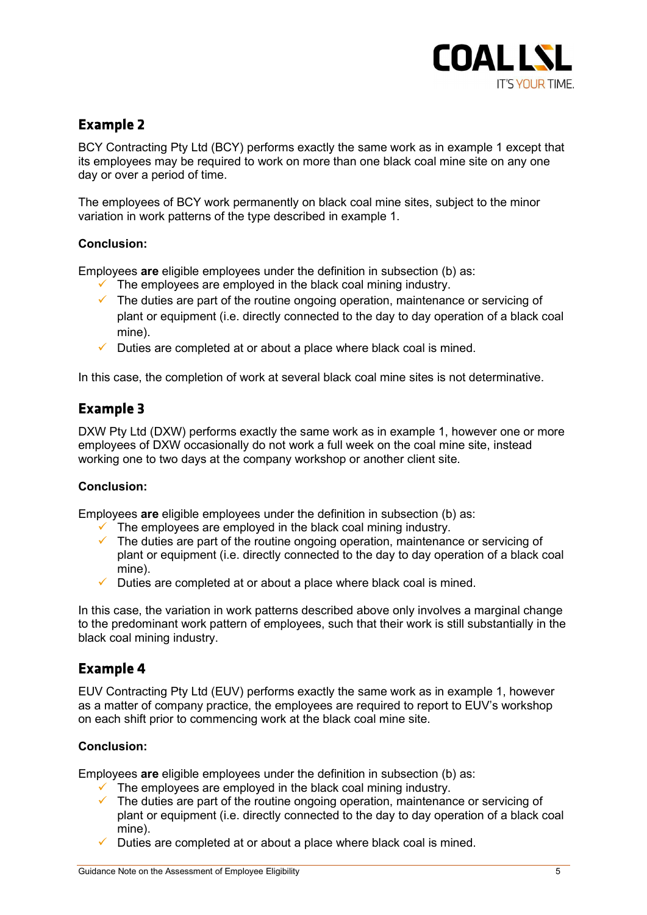## Example 2

BCY Contracting Pty Ltd (BCY) performs exactly the same work as in example 1 except that its employees may be required to work on more than one black coal mine site on any one day or over a period of time.

The employees of BCY work permanently on black coal mine sites, subject to the minor variation in work patterns of the type described in example 1.

**Conclusion:**

Employees **are** eligible employees under the definition in subsection (b) as:

- ✓ The employees are employed in the black coal mining industry.
- ✓ The duties are part of the routine ongoing operation, maintenance or servicing of plant or equipment (i.e. directly connected to the day to day operation of a black coal mine).
- ✓ Duties are completed at or about a place where black coal is mined.

In this case, the completion of work at several black coal mine sites is not determinative.

## Example 3

DXW Pty Ltd (DXW) performs exactly the same work as in example 1, however one or more employees of DXW occasionally do not work a full week on the coal mine site, instead working one to two days at the company workshop or another client site.

**Conclusion:**

Employees **are** eligible employees under the definition in subsection (b) as:

- ✓ The employees are employed in the black coal mining industry.
- ✓ The duties are part of the routine ongoing operation, maintenance or servicing of plant or equipment (i.e. directly connected to the day to day operation of a black coal mine).
- ✓ Duties are completed at or about a place where black coal is mined.

In this case, the variation in work patterns described above only involves a marginal change to the predominant work pattern of employees, such that their work is still substantially in the black coal mining industry.

## Example 4

EUV Contracting Pty Ltd (EUV) performs exactly the same work as in example 1, however as a matter of company practice, the employees are required to report to EUV's workshop on each shift prior to commencing work at the black coal mine site.

**Conclusion:**

Employees **are** eligible employees under the definition in subsection (b) as:

- ✓ The employees are employed in the black coal mining industry.
- ✓ The duties are part of the routine ongoing operation, maintenance or servicing of plant or equipment (i.e. directly connected to the day to day operation of a black coal mine).
- ✓ Duties are completed at or about a place where black coal is mined.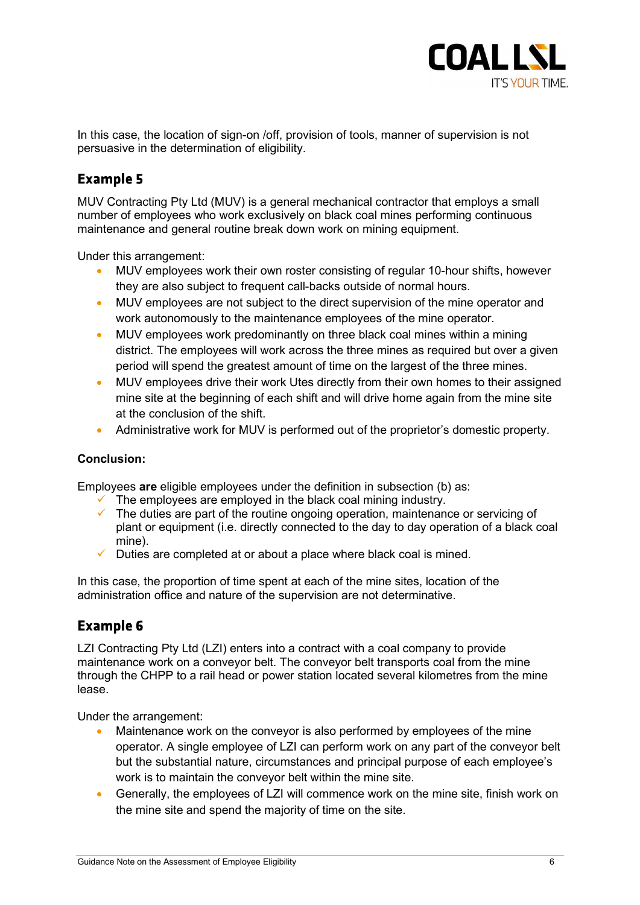In this case, the location of sign-on /off, provision of tools, manner of supervision is not persuasive in the determination of eligibility.

## Example 5

MUV Contracting Pty Ltd (MUV) is a general mechanical contractor that employs a small number of employees who work exclusively on black coal mines performing continuous maintenance and general routine break down work on mining equipment.

Under this arrangement:

- MUV employees work their own roster consisting of regular 10-hour shifts, however they are also subject to frequent call-backs outside of normal hours.
- MUV employees are not subject to the direct supervision of the mine operator and work autonomously to the maintenance employees of the mine operator.
- MUV employees work predominantly on three black coal mines within a mining district. The employees will work across the three mines as required but over a given period will spend the greatest amount of time on the largest of the three mines.
- MUV employees drive their work Utes directly from their own homes to their assigned mine site at the beginning of each shift and will drive home again from the mine site at the conclusion of the shift.
- Administrative work for MUV is performed out of the proprietor's domestic property.

**Conclusion:**

Employees **are** eligible employees under the definition in subsection (b) as:

- ✓ The employees are employed in the black coal mining industry.
- ✓ The duties are part of the routine ongoing operation, maintenance or servicing of plant or equipment (i.e. directly connected to the day to day operation of a black coal mine).
- ✓ Duties are completed at or about a place where black coal is mined.

In this case, the proportion of time spent at each of the mine sites, location of the administration office and nature of the supervision are not determinative.

## Example 6

LZI Contracting Pty Ltd (LZI) enters into a contract with a coal company to provide maintenance work on a conveyor belt. The conveyor belt transports coal from the mine through the CHPP to a rail head or power station located several kilometres from the mine lease.

Under the arrangement:

- Maintenance work on the conveyor is also performed by employees of the mine operator. A single employee of LZI can perform work on any part of the conveyor belt but the substantial nature, circumstances and principal purpose of each employee's work is to maintain the conveyor belt within the mine site.
- Generally, the employees of LZI will commence work on the mine site, finish work on the mine site and spend the majority of time on the site.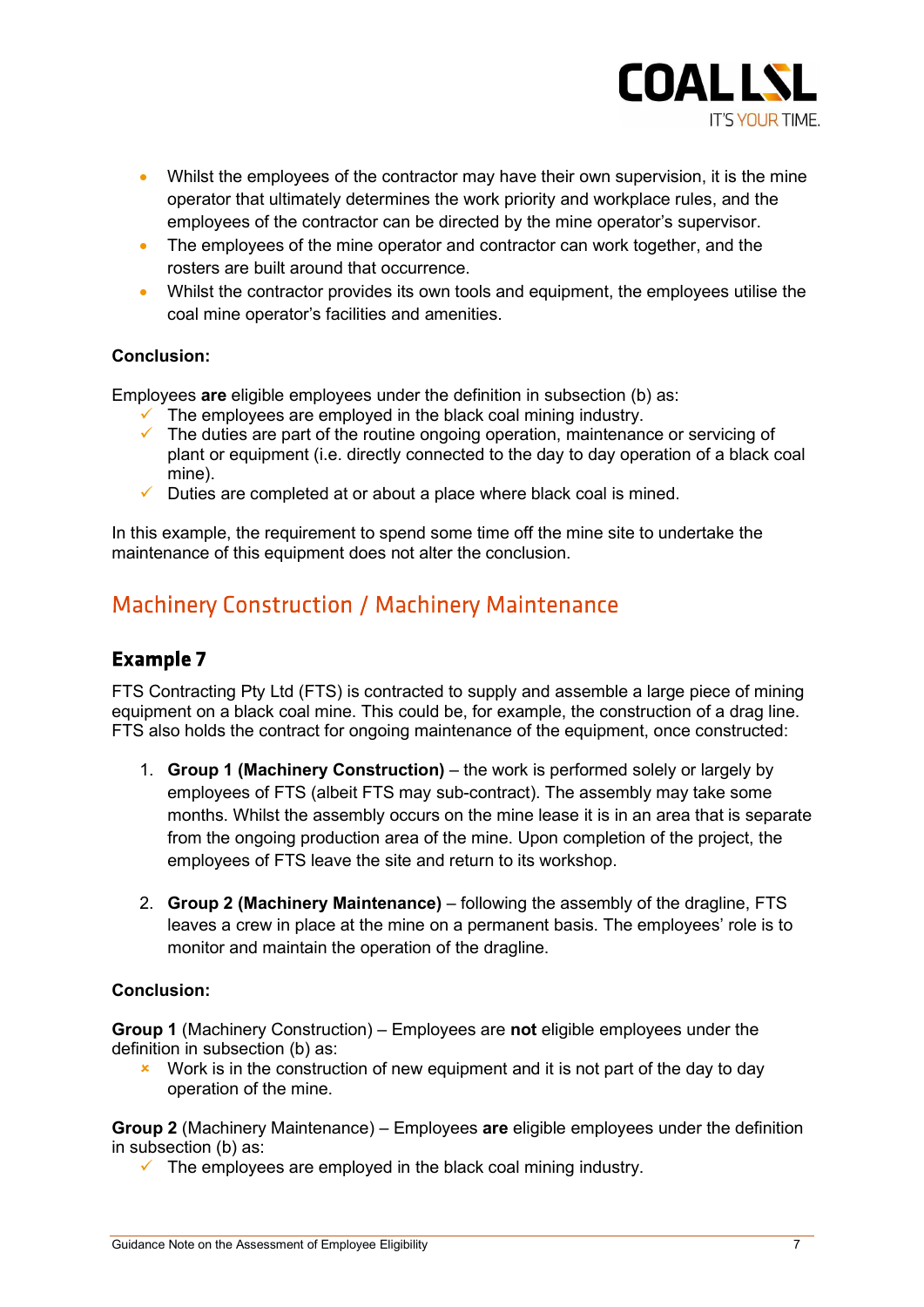- Whilst the employees of the contractor may have their own supervision, it is the mine operator that ultimately determines the work priority and workplace rules, and the employees of the contractor can be directed by the mine operator's supervisor.
- The employees of the mine operator and contractor can work together, and the rosters are built around that occurrence.
- Whilst the contractor provides its own tools and equipment, the employees utilise the coal mine operator's facilities and amenities.

**Conclusion:**

Employees **are** eligible employees under the definition in subsection (b) as:

- ✓ The employees are employed in the black coal mining industry.
- ✓ The duties are part of the routine ongoing operation, maintenance or servicing of plant or equipment (i.e. directly connected to the day to day operation of a black coal mine).
- ✓ Duties are completed at or about a place where black coal is mined.

In this example, the requirement to spend some time off the mine site to undertake the maintenance of this equipment does not alter the conclusion.

## Machinery Construction / Machinery Maintenance

### Example 7

FTS Contracting Pty Ltd (FTS) is contracted to supply and assemble a large piece of mining equipment on a black coal mine. This could be, for example, the construction of a drag line. FTS also holds the contract for ongoing maintenance of the equipment, once constructed:

1. **Group 1 (Machinery Construction)** – the work is performed solely or largely by employees of FTS (albeit FTS may sub-contract). The assembly may take some months. Whilst the assembly occurs on the mine lease it is in an area that is separate from the ongoing production area of the mine. Upon completion of the project, the employees of FTS leave the site and return to its workshop.

2. **Group 2 (Machinery Maintenance)** – following the assembly of the dragline, FTS leaves a crew in place at the mine on a permanent basis. The employees' role is to monitor and maintain the operation of the dragline.

**Conclusion:**

**Group 1** (Machinery Construction) – Employees are **not** eligible employees under the definition in subsection (b) as:

- × Work is in the construction of new equipment and it is not part of the day to day operation of the mine.

**Group 2** (Machinery Maintenance) – Employees **are** eligible employees under the definition in subsection (b) as:

- ✓ The employees are employed in the black coal mining industry.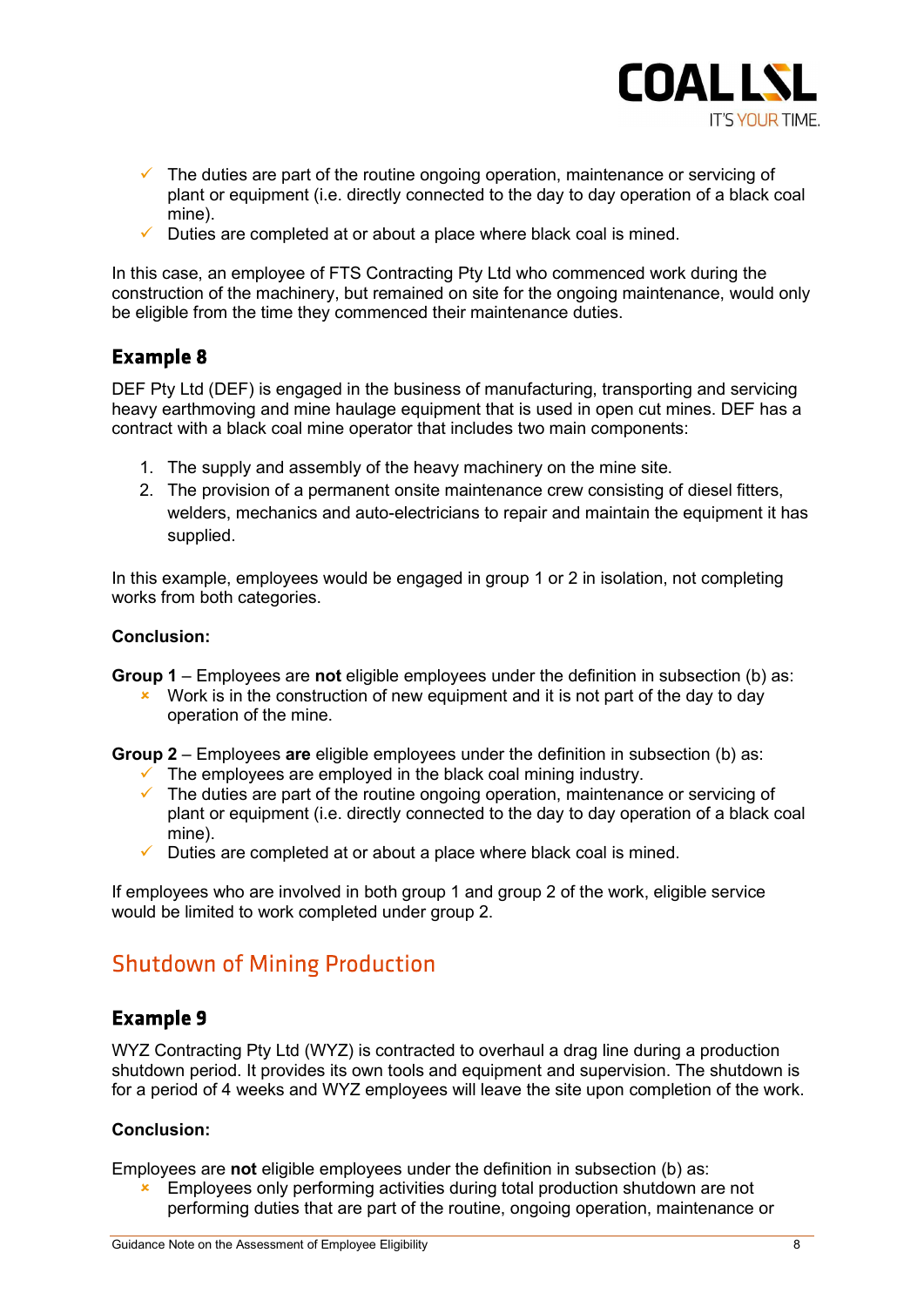- ✓ The duties are part of the routine ongoing operation, maintenance or servicing of plant or equipment (i.e. directly connected to the day to day operation of a black coal mine).
- ✓ Duties are completed at or about a place where black coal is mined.

In this case, an employee of FTS Contracting Pty Ltd who commenced work during the construction of the machinery, but remained on site for the ongoing maintenance, would only be eligible from the time they commenced their maintenance duties.

### Example 8

DEF Pty Ltd (DEF) is engaged in the business of manufacturing, transporting and servicing heavy earthmoving and mine haulage equipment that is used in open cut mines. DEF has a contract with a black coal mine operator that includes two main components:

1. The supply and assembly of the heavy machinery on the mine site.
2. The provision of a permanent onsite maintenance crew consisting of diesel fitters, welders, mechanics and auto-electricians to repair and maintain the equipment it has supplied.

In this example, employees would be engaged in group 1 or 2 in isolation, not completing works from both categories.

**Conclusion:**

**Group 1** – Employees are **not** eligible employees under the definition in subsection (b) as:

- × Work is in the construction of new equipment and it is not part of the day to day operation of the mine.

**Group 2** – Employees **are** eligible employees under the definition in subsection (b) as:

- ✓ The employees are employed in the black coal mining industry.
- ✓ The duties are part of the routine ongoing operation, maintenance or servicing of plant or equipment (i.e. directly connected to the day to day operation of a black coal mine).
- ✓ Duties are completed at or about a place where black coal is mined.

If employees who are involved in both group 1 and group 2 of the work, eligible service would be limited to work completed under group 2.

## Shutdown of Mining Production

### Example 9

WYZ Contracting Pty Ltd (WYZ) is contracted to overhaul a drag line during a production shutdown period. It provides its own tools and equipment and supervision. The shutdown is for a period of 4 weeks and WYZ employees will leave the site upon completion of the work.

**Conclusion:**

Employees are **not** eligible employees under the definition in subsection (b) as:

- × Employees only performing activities during total production shutdown are not performing duties that are part of the routine, ongoing operation, maintenance or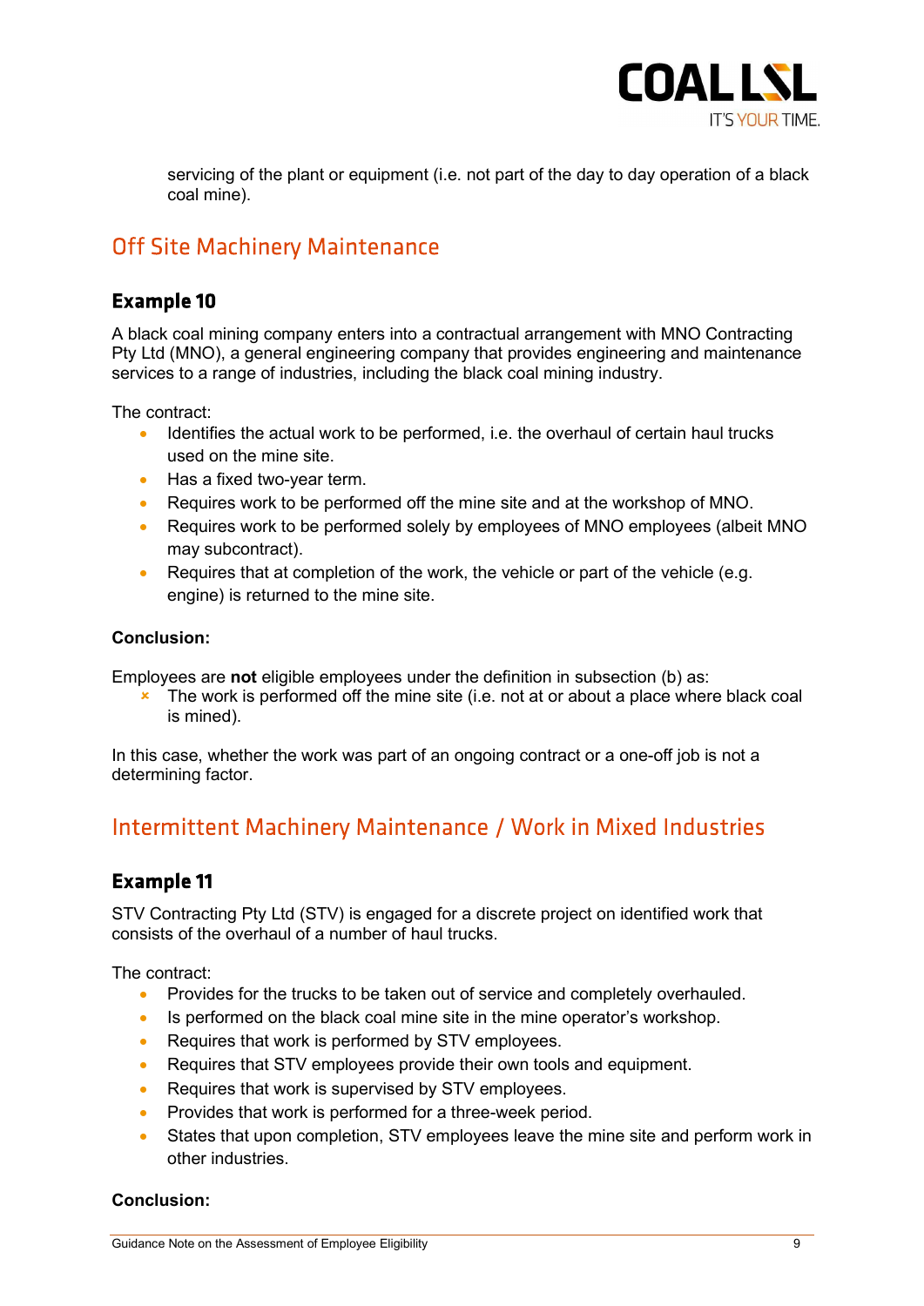servicing of the plant or equipment (i.e. not part of the day to day operation of a black coal mine).

## Off Site Machinery Maintenance

### Example 10

A black coal mining company enters into a contractual arrangement with MNO Contracting Pty Ltd (MNO), a general engineering company that provides engineering and maintenance services to a range of industries, including the black coal mining industry.

The contract:

- Identifies the actual work to be performed, i.e. the overhaul of certain haul trucks used on the mine site.
- Has a fixed two-year term.
- Requires work to be performed off the mine site and at the workshop of MNO.
- Requires work to be performed solely by employees of MNO employees (albeit MNO may subcontract).
- Requires that at completion of the work, the vehicle or part of the vehicle (e.g. engine) is returned to the mine site.

**Conclusion:**

Employees are **not** eligible employees under the definition in subsection (b) as:

- The work is performed off the mine site (i.e. not at or about a place where black coal is mined).

In this case, whether the work was part of an ongoing contract or a one-off job is not a determining factor.

## Intermittent Machinery Maintenance / Work in Mixed Industries

### Example 11

STV Contracting Pty Ltd (STV) is engaged for a discrete project on identified work that consists of the overhaul of a number of haul trucks.

The contract:

- Provides for the trucks to be taken out of service and completely overhauled.
- Is performed on the black coal mine site in the mine operator's workshop.
- Requires that work is performed by STV employees.
- Requires that STV employees provide their own tools and equipment.
- Requires that work is supervised by STV employees.
- Provides that work is performed for a three-week period.
- States that upon completion, STV employees leave the mine site and perform work in other industries.

**Conclusion:**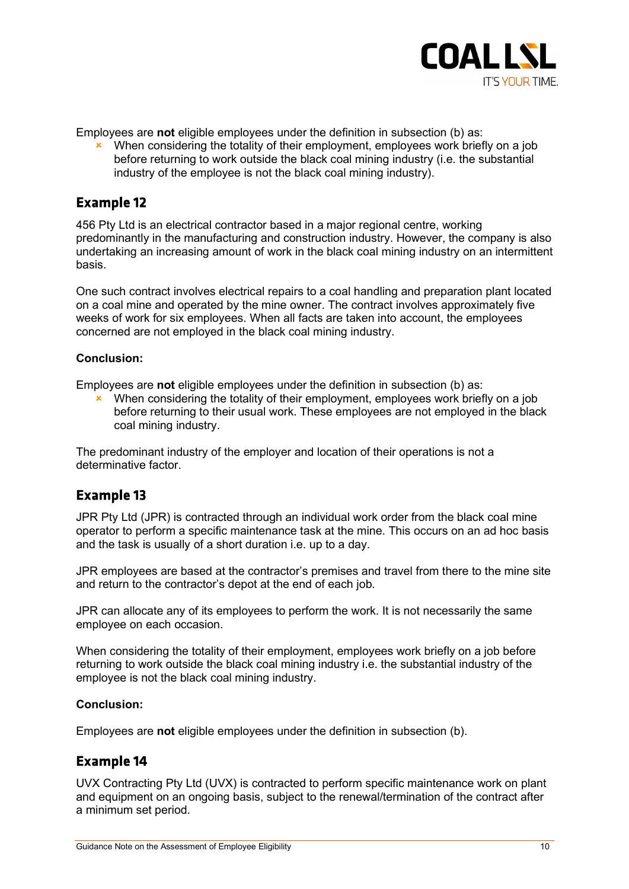Employees are **not** eligible employees under the definition in subsection (b) as:

- When considering the totality of their employment, employees work briefly on a job before returning to work outside the black coal mining industry (i.e. the substantial industry of the employee is not the black coal mining industry).

## Example 12

456 Pty Ltd is an electrical contractor based in a major regional centre, working predominantly in the manufacturing and construction industry. However, the company is also undertaking an increasing amount of work in the black coal mining industry on an intermittent basis.

One such contract involves electrical repairs to a coal handling and preparation plant located on a coal mine and operated by the mine owner. The contract involves approximately five weeks of work for six employees. When all facts are taken into account, the employees concerned are not employed in the black coal mining industry.

**Conclusion:**

Employees are **not** eligible employees under the definition in subsection (b) as:

- When considering the totality of their employment, employees work briefly on a job before returning to their usual work. These employees are not employed in the black coal mining industry.

The predominant industry of the employer and location of their operations is not a determinative factor.

## Example 13

JPR Pty Ltd (JPR) is contracted through an individual work order from the black coal mine operator to perform a specific maintenance task at the mine. This occurs on an ad hoc basis and the task is usually of a short duration i.e. up to a day.

JPR employees are based at the contractor's premises and travel from there to the mine site and return to the contractor's depot at the end of each job.

JPR can allocate any of its employees to perform the work. It is not necessarily the same employee on each occasion.

When considering the totality of their employment, employees work briefly on a job before returning to work outside the black coal mining industry i.e. the substantial industry of the employee is not the black coal mining industry.

**Conclusion:**

Employees are **not** eligible employees under the definition in subsection (b).

## Example 14

UVX Contracting Pty Ltd (UVX) is contracted to perform specific maintenance work on plant and equipment on an ongoing basis, subject to the renewal/termination of the contract after a minimum set period.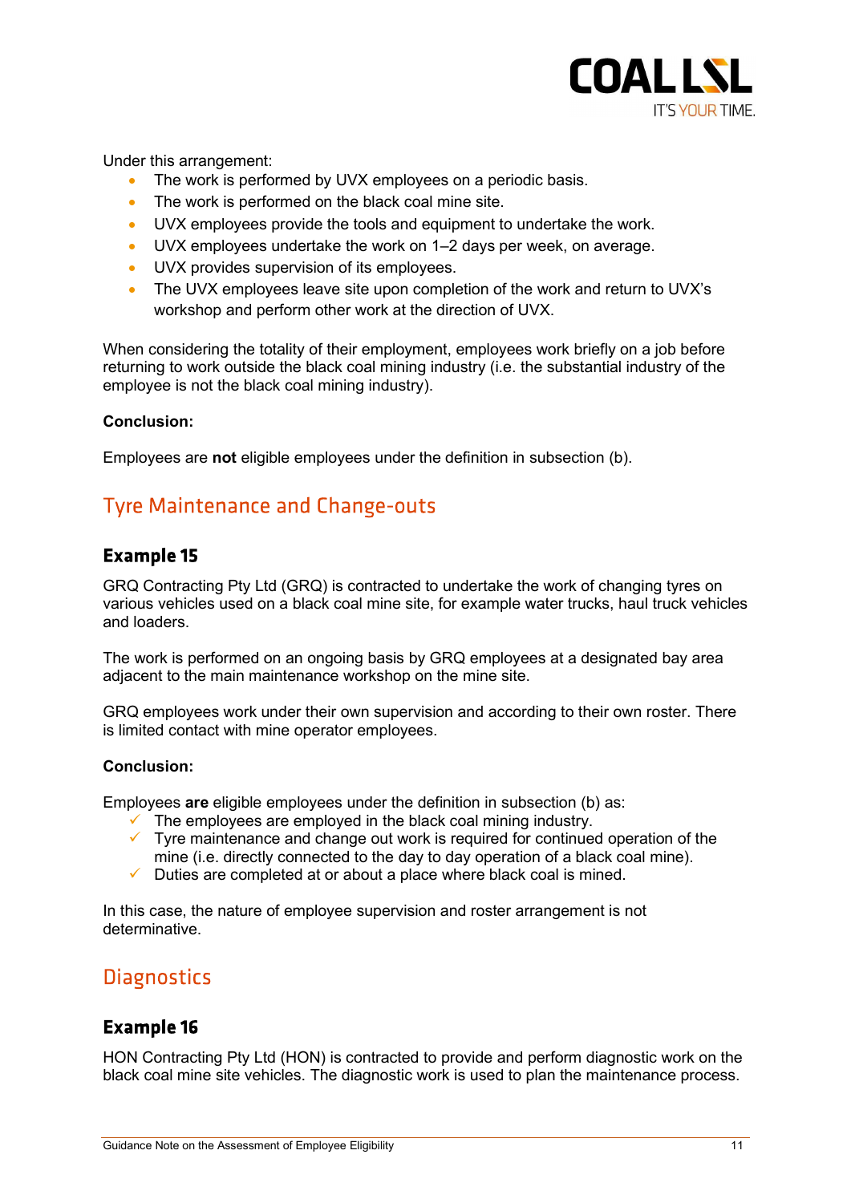Under this arrangement:

- The work is performed by UVX employees on a periodic basis.
- The work is performed on the black coal mine site.
- UVX employees provide the tools and equipment to undertake the work.
- UVX employees undertake the work on 1–2 days per week, on average.
- UVX provides supervision of its employees.
- The UVX employees leave site upon completion of the work and return to UVX's workshop and perform other work at the direction of UVX.

When considering the totality of their employment, employees work briefly on a job before returning to work outside the black coal mining industry (i.e. the substantial industry of the employee is not the black coal mining industry).

**Conclusion:**

Employees are **not** eligible employees under the definition in subsection (b).

## Tyre Maintenance and Change-outs

### Example 15

GRQ Contracting Pty Ltd (GRQ) is contracted to undertake the work of changing tyres on various vehicles used on a black coal mine site, for example water trucks, haul truck vehicles and loaders.

The work is performed on an ongoing basis by GRQ employees at a designated bay area adjacent to the main maintenance workshop on the mine site.

GRQ employees work under their own supervision and according to their own roster. There is limited contact with mine operator employees.

**Conclusion:**

Employees **are** eligible employees under the definition in subsection (b) as:

- ✓ The employees are employed in the black coal mining industry.
- ✓ Tyre maintenance and change out work is required for continued operation of the mine (i.e. directly connected to the day to day operation of a black coal mine).
- ✓ Duties are completed at or about a place where black coal is mined.

In this case, the nature of employee supervision and roster arrangement is not determinative.

## Diagnostics

### Example 16

HON Contracting Pty Ltd (HON) is contracted to provide and perform diagnostic work on the black coal mine site vehicles. The diagnostic work is used to plan the maintenance process.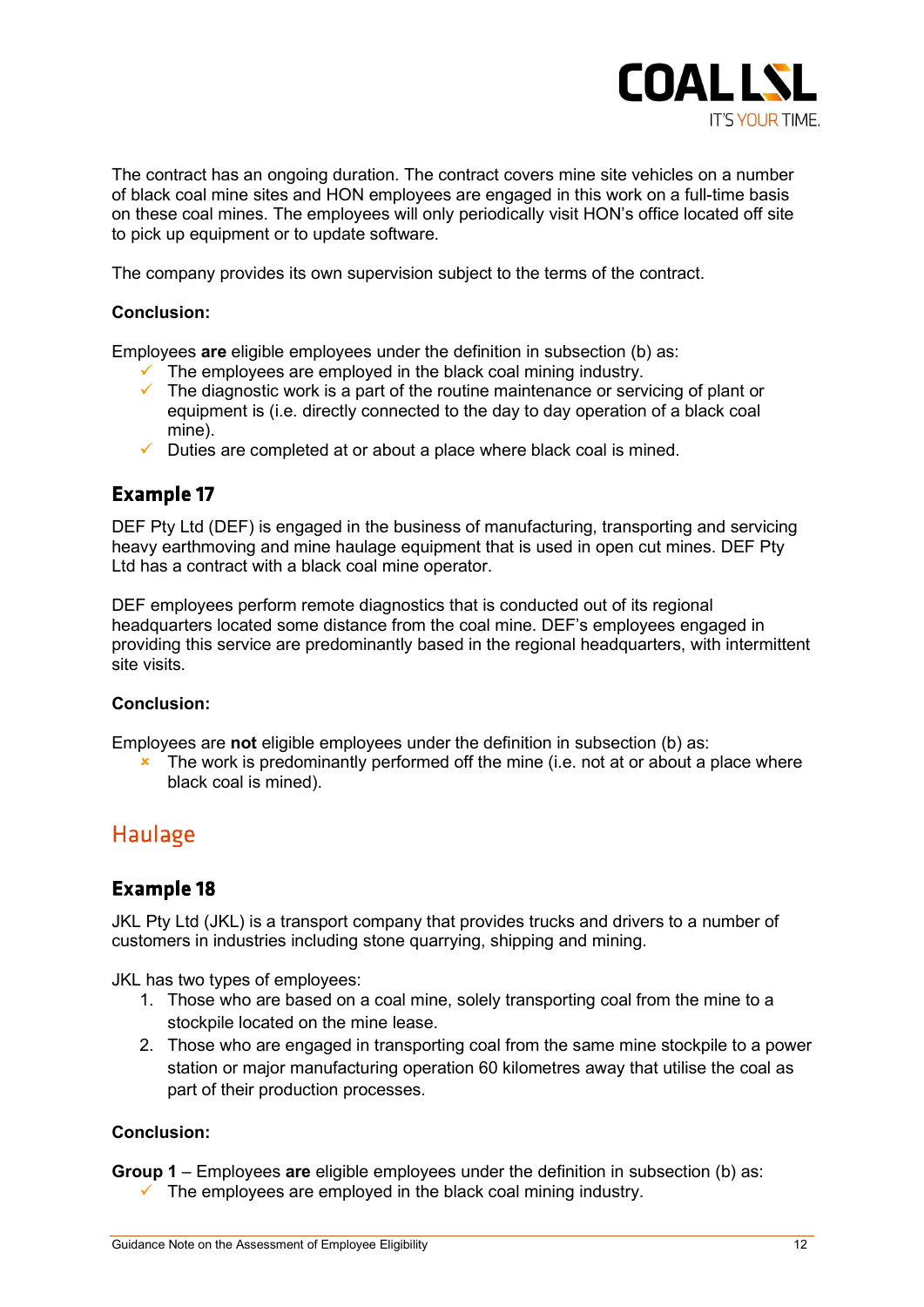The contract has an ongoing duration. The contract covers mine site vehicles on a number of black coal mine sites and HON employees are engaged in this work on a full-time basis on these coal mines. The employees will only periodically visit HON's office located off site to pick up equipment or to update software.

The company provides its own supervision subject to the terms of the contract.

**Conclusion:**

Employees **are** eligible employees under the definition in subsection (b) as:

- ✓ The employees are employed in the black coal mining industry.
- ✓ The diagnostic work is a part of the routine maintenance or servicing of plant or equipment is (i.e. directly connected to the day to day operation of a black coal mine).
- ✓ Duties are completed at or about a place where black coal is mined.

### Example 17

DEF Pty Ltd (DEF) is engaged in the business of manufacturing, transporting and servicing heavy earthmoving and mine haulage equipment that is used in open cut mines. DEF Pty Ltd has a contract with a black coal mine operator.

DEF employees perform remote diagnostics that is conducted out of its regional headquarters located some distance from the coal mine. DEF's employees engaged in providing this service are predominantly based in the regional headquarters, with intermittent site visits.

**Conclusion:**

Employees are **not** eligible employees under the definition in subsection (b) as:

- × The work is predominantly performed off the mine (i.e. not at or about a place where black coal is mined).

## Haulage

### Example 18

JKL Pty Ltd (JKL) is a transport company that provides trucks and drivers to a number of customers in industries including stone quarrying, shipping and mining.

JKL has two types of employees:

1. Those who are based on a coal mine, solely transporting coal from the mine to a stockpile located on the mine lease.
2. Those who are engaged in transporting coal from the same mine stockpile to a power station or major manufacturing operation 60 kilometres away that utilise the coal as part of their production processes.

**Conclusion:**

**Group 1** – Employees **are** eligible employees under the definition in subsection (b) as:

- ✓ The employees are employed in the black coal mining industry.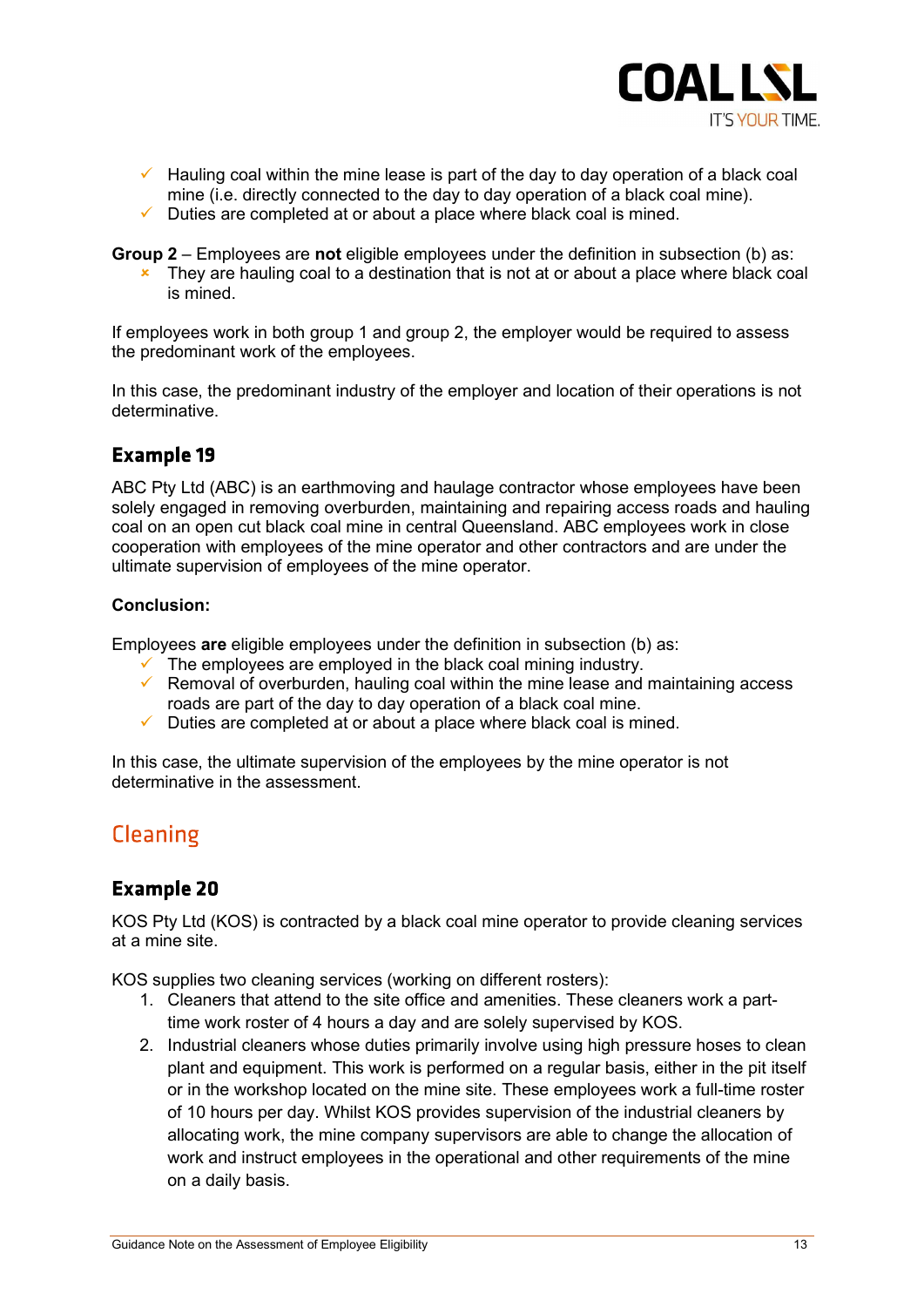- ✓ Hauling coal within the mine lease is part of the day to day operation of a black coal mine (i.e. directly connected to the day to day operation of a black coal mine).
- ✓ Duties are completed at or about a place where black coal is mined.

**Group 2** – Employees are **not** eligible employees under the definition in subsection (b) as:

- ✗ They are hauling coal to a destination that is not at or about a place where black coal is mined.

If employees work in both group 1 and group 2, the employer would be required to assess the predominant work of the employees.

In this case, the predominant industry of the employer and location of their operations is not determinative.

### Example 19

ABC Pty Ltd (ABC) is an earthmoving and haulage contractor whose employees have been solely engaged in removing overburden, maintaining and repairing access roads and hauling coal on an open cut black coal mine in central Queensland. ABC employees work in close cooperation with employees of the mine operator and other contractors and are under the ultimate supervision of employees of the mine operator.

**Conclusion:**

Employees **are** eligible employees under the definition in subsection (b) as:

- ✓ The employees are employed in the black coal mining industry.
- ✓ Removal of overburden, hauling coal within the mine lease and maintaining access roads are part of the day to day operation of a black coal mine.
- ✓ Duties are completed at or about a place where black coal is mined.

In this case, the ultimate supervision of the employees by the mine operator is not determinative in the assessment.

## Cleaning

### Example 20

KOS Pty Ltd (KOS) is contracted by a black coal mine operator to provide cleaning services at a mine site.

KOS supplies two cleaning services (working on different rosters):

1. Cleaners that attend to the site office and amenities. These cleaners work a part-time work roster of 4 hours a day and are solely supervised by KOS.
2. Industrial cleaners whose duties primarily involve using high pressure hoses to clean plant and equipment. This work is performed on a regular basis, either in the pit itself or in the workshop located on the mine site. These employees work a full-time roster of 10 hours per day. Whilst KOS provides supervision of the industrial cleaners by allocating work, the mine company supervisors are able to change the allocation of work and instruct employees in the operational and other requirements of the mine on a daily basis.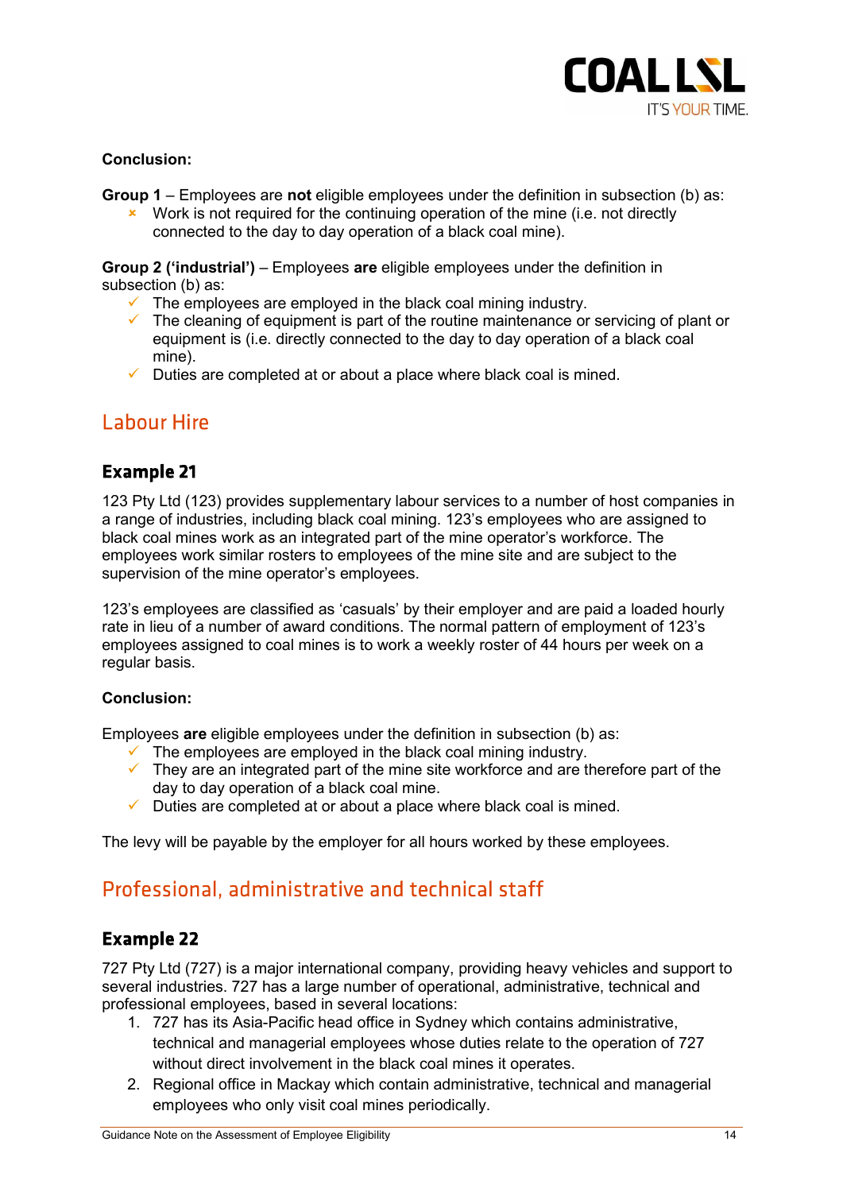**Conclusion:**

**Group 1** – Employees are **not** eligible employees under the definition in subsection (b) as:

- ✗ Work is not required for the continuing operation of the mine (i.e. not directly connected to the day to day operation of a black coal mine).

**Group 2 ('industrial')** – Employees **are** eligible employees under the definition in subsection (b) as:

- ✓ The employees are employed in the black coal mining industry.
- ✓ The cleaning of equipment is part of the routine maintenance or servicing of plant or equipment is (i.e. directly connected to the day to day operation of a black coal mine).
- ✓ Duties are completed at or about a place where black coal is mined.

## Labour Hire

### Example 21

123 Pty Ltd (123) provides supplementary labour services to a number of host companies in a range of industries, including black coal mining. 123's employees who are assigned to black coal mines work as an integrated part of the mine operator's workforce. The employees work similar rosters to employees of the mine site and are subject to the supervision of the mine operator's employees.

123's employees are classified as 'casuals' by their employer and are paid a loaded hourly rate in lieu of a number of award conditions. The normal pattern of employment of 123's employees assigned to coal mines is to work a weekly roster of 44 hours per week on a regular basis.

**Conclusion:**

Employees **are** eligible employees under the definition in subsection (b) as:

- ✓ The employees are employed in the black coal mining industry.
- ✓ They are an integrated part of the mine site workforce and are therefore part of the day to day operation of a black coal mine.
- ✓ Duties are completed at or about a place where black coal is mined.

The levy will be payable by the employer for all hours worked by these employees.

## Professional, administrative and technical staff

### Example 22

727 Pty Ltd (727) is a major international company, providing heavy vehicles and support to several industries. 727 has a large number of operational, administrative, technical and professional employees, based in several locations:

1. 727 has its Asia-Pacific head office in Sydney which contains administrative, technical and managerial employees whose duties relate to the operation of 727 without direct involvement in the black coal mines it operates.
2. Regional office in Mackay which contain administrative, technical and managerial employees who only visit coal mines periodically.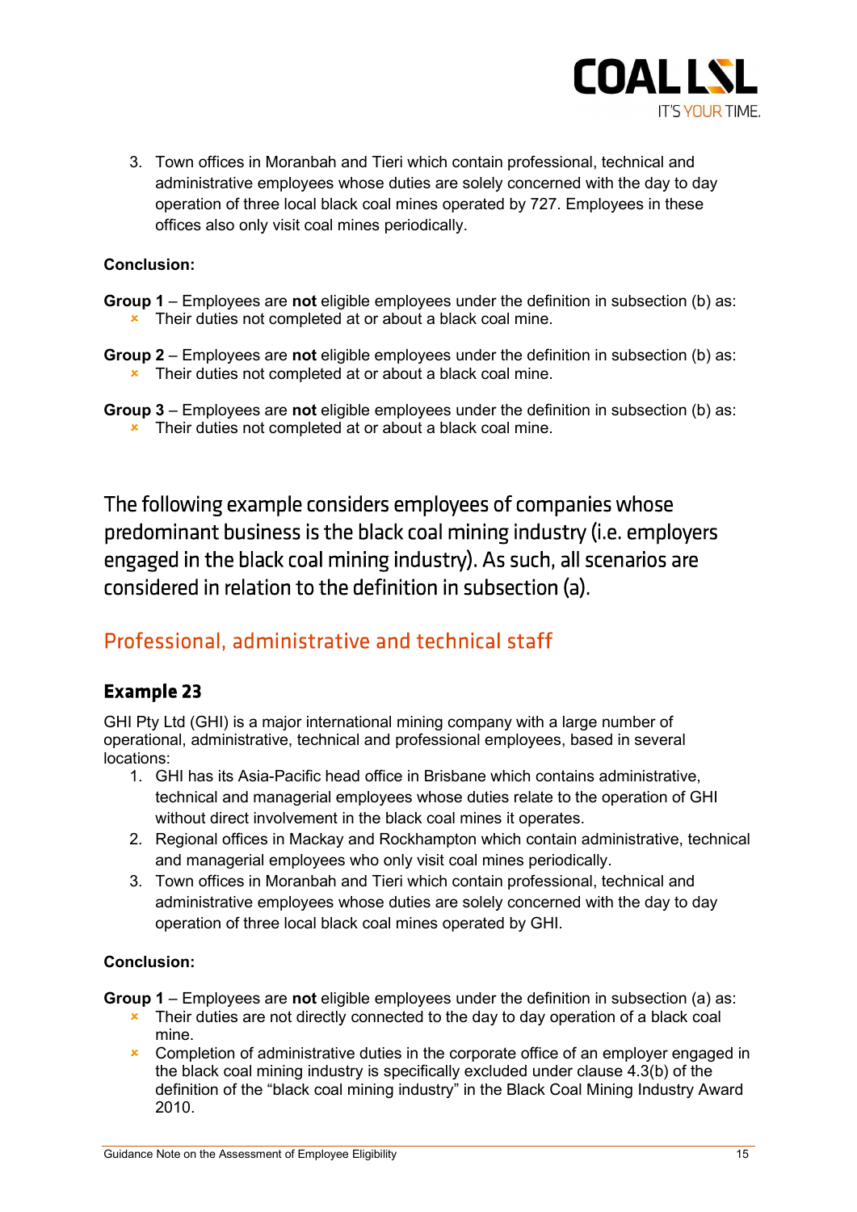3. Town offices in Moranbah and Tieri which contain professional, technical and administrative employees whose duties are solely concerned with the day to day operation of three local black coal mines operated by 727. Employees in these offices also only visit coal mines periodically.

**Conclusion:**

**Group 1** – Employees are **not** eligible employees under the definition in subsection (b) as:

- Their duties not completed at or about a black coal mine.

**Group 2** – Employees are **not** eligible employees under the definition in subsection (b) as:

- Their duties not completed at or about a black coal mine.

**Group 3** – Employees are **not** eligible employees under the definition in subsection (b) as:

- Their duties not completed at or about a black coal mine.

The following example considers employees of companies whose predominant business is the black coal mining industry (i.e. employers engaged in the black coal mining industry). As such, all scenarios are considered in relation to the definition in subsection (a).

## Professional, administrative and technical staff

### Example 23

GHI Pty Ltd (GHI) is a major international mining company with a large number of operational, administrative, technical and professional employees, based in several locations:

1. GHI has its Asia-Pacific head office in Brisbane which contains administrative, technical and managerial employees whose duties relate to the operation of GHI without direct involvement in the black coal mines it operates.
2. Regional offices in Mackay and Rockhampton which contain administrative, technical and managerial employees who only visit coal mines periodically.
3. Town offices in Moranbah and Tieri which contain professional, technical and administrative employees whose duties are solely concerned with the day to day operation of three local black coal mines operated by GHI.

**Conclusion:**

**Group 1** – Employees are **not** eligible employees under the definition in subsection (a) as:

- Their duties are not directly connected to the day to day operation of a black coal mine.
- Completion of administrative duties in the corporate office of an employer engaged in the black coal mining industry is specifically excluded under clause 4.3(b) of the definition of the "black coal mining industry" in the Black Coal Mining Industry Award 2010.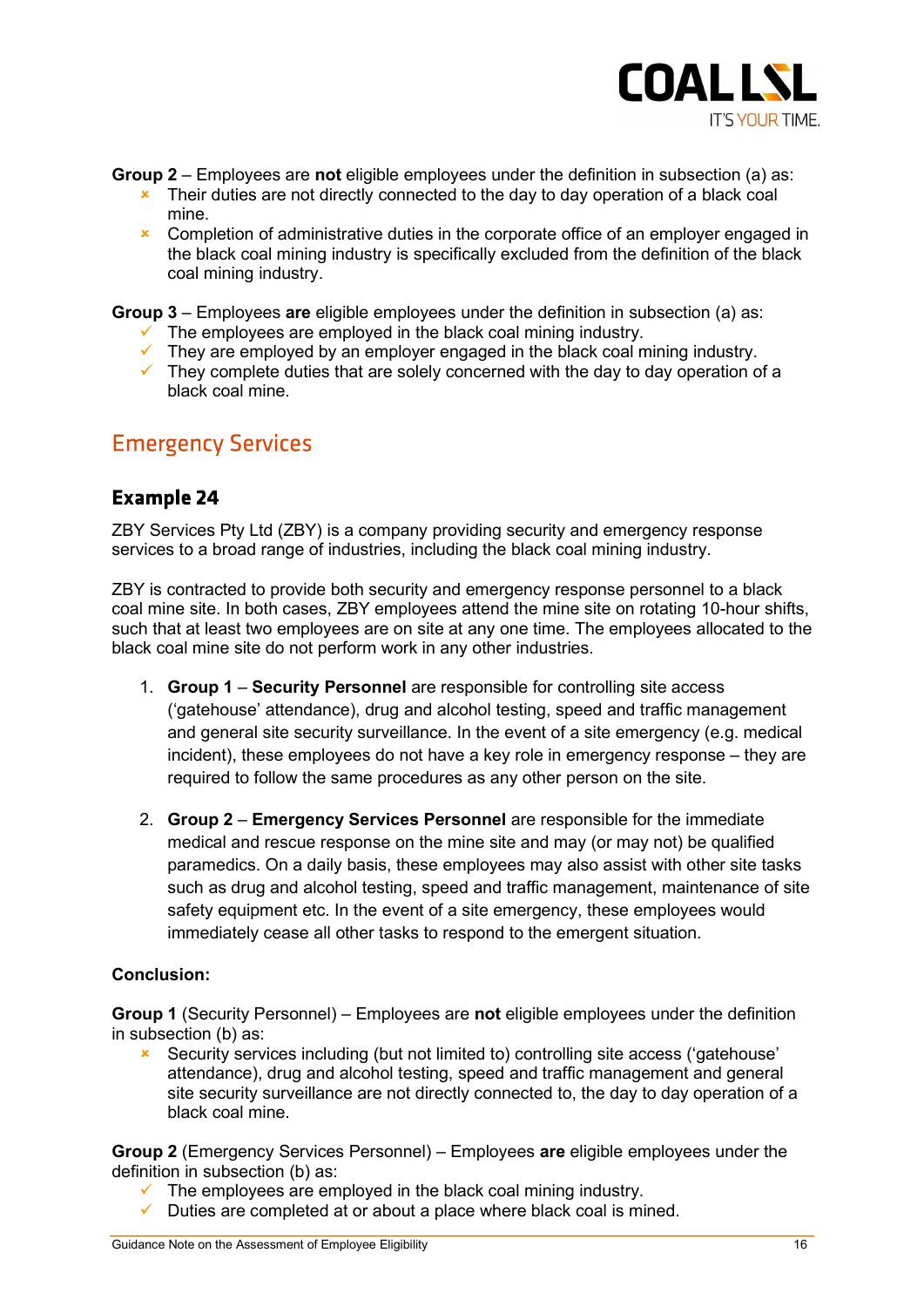**Group 2** – Employees are **not** eligible employees under the definition in subsection (a) as:

- ✗ Their duties are not directly connected to the day to day operation of a black coal mine.
- ✗ Completion of administrative duties in the corporate office of an employer engaged in the black coal mining industry is specifically excluded from the definition of the black coal mining industry.

**Group 3** – Employees **are** eligible employees under the definition in subsection (a) as:

- ✓ The employees are employed in the black coal mining industry.
- ✓ They are employed by an employer engaged in the black coal mining industry.
- ✓ They complete duties that are solely concerned with the day to day operation of a black coal mine.

## Emergency Services

### Example 24

ZBY Services Pty Ltd (ZBY) is a company providing security and emergency response services to a broad range of industries, including the black coal mining industry.

ZBY is contracted to provide both security and emergency response personnel to a black coal mine site. In both cases, ZBY employees attend the mine site on rotating 10-hour shifts, such that at least two employees are on site at any one time. The employees allocated to the black coal mine site do not perform work in any other industries.

1. **Group 1** – **Security Personnel** are responsible for controlling site access ('gatehouse' attendance), drug and alcohol testing, speed and traffic management and general site security surveillance. In the event of a site emergency (e.g. medical incident), these employees do not have a key role in emergency response – they are required to follow the same procedures as any other person on the site.

2. **Group 2** – **Emergency Services Personnel** are responsible for the immediate medical and rescue response on the mine site and may (or may not) be qualified paramedics. On a daily basis, these employees may also assist with other site tasks such as drug and alcohol testing, speed and traffic management, maintenance of site safety equipment etc. In the event of a site emergency, these employees would immediately cease all other tasks to respond to the emergent situation.

**Conclusion:**

**Group 1** (Security Personnel) – Employees are **not** eligible employees under the definition in subsection (b) as:

- ✗ Security services including (but not limited to) controlling site access ('gatehouse' attendance), drug and alcohol testing, speed and traffic management and general site security surveillance are not directly connected to, the day to day operation of a black coal mine.

**Group 2** (Emergency Services Personnel) – Employees **are** eligible employees under the definition in subsection (b) as:

- ✓ The employees are employed in the black coal mining industry.
- ✓ Duties are completed at or about a place where black coal is mined.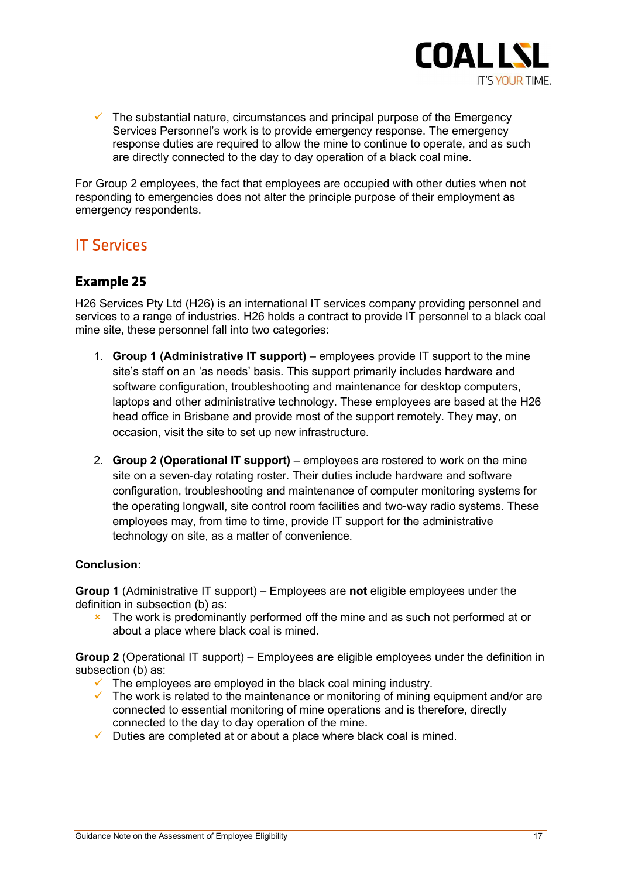- ✓ The substantial nature, circumstances and principal purpose of the Emergency Services Personnel's work is to provide emergency response. The emergency response duties are required to allow the mine to continue to operate, and as such are directly connected to the day to day operation of a black coal mine.

For Group 2 employees, the fact that employees are occupied with other duties when not responding to emergencies does not alter the principle purpose of their employment as emergency respondents.

## IT Services

### Example 25

H26 Services Pty Ltd (H26) is an international IT services company providing personnel and services to a range of industries. H26 holds a contract to provide IT personnel to a black coal mine site, these personnel fall into two categories:

1. **Group 1 (Administrative IT support)** – employees provide IT support to the mine site's staff on an 'as needs' basis. This support primarily includes hardware and software configuration, troubleshooting and maintenance for desktop computers, laptops and other administrative technology. These employees are based at the H26 head office in Brisbane and provide most of the support remotely. They may, on occasion, visit the site to set up new infrastructure.

2. **Group 2 (Operational IT support)** – employees are rostered to work on the mine site on a seven-day rotating roster. Their duties include hardware and software configuration, troubleshooting and maintenance of computer monitoring systems for the operating longwall, site control room facilities and two-way radio systems. These employees may, from time to time, provide IT support for the administrative technology on site, as a matter of convenience.

**Conclusion:**

**Group 1** (Administrative IT support) – Employees are **not** eligible employees under the definition in subsection (b) as:

- ✗ The work is predominantly performed off the mine and as such not performed at or about a place where black coal is mined.

**Group 2** (Operational IT support) – Employees **are** eligible employees under the definition in subsection (b) as:

- ✓ The employees are employed in the black coal mining industry.
- ✓ The work is related to the maintenance or monitoring of mining equipment and/or are connected to essential monitoring of mine operations and is therefore, directly connected to the day to day operation of the mine.
- ✓ Duties are completed at or about a place where black coal is mined.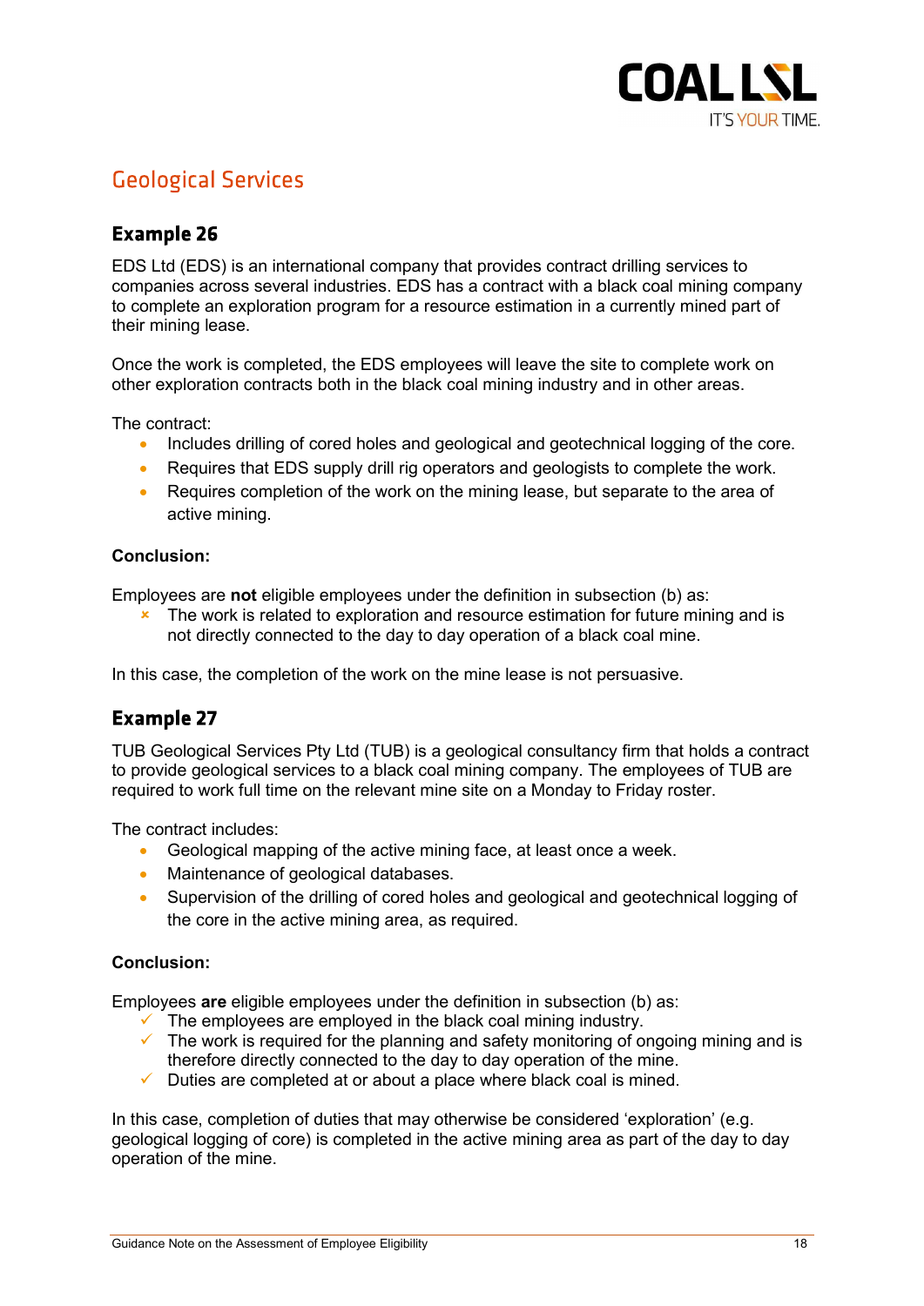## Geological Services

### Example 26

EDS Ltd (EDS) is an international company that provides contract drilling services to companies across several industries. EDS has a contract with a black coal mining company to complete an exploration program for a resource estimation in a currently mined part of their mining lease.

Once the work is completed, the EDS employees will leave the site to complete work on other exploration contracts both in the black coal mining industry and in other areas.

The contract:

- Includes drilling of cored holes and geological and geotechnical logging of the core.
- Requires that EDS supply drill rig operators and geologists to complete the work.
- Requires completion of the work on the mining lease, but separate to the area of active mining.

**Conclusion:**

Employees are **not** eligible employees under the definition in subsection (b) as:

- ✗ The work is related to exploration and resource estimation for future mining and is not directly connected to the day to day operation of a black coal mine.

In this case, the completion of the work on the mine lease is not persuasive.

### Example 27

TUB Geological Services Pty Ltd (TUB) is a geological consultancy firm that holds a contract to provide geological services to a black coal mining company. The employees of TUB are required to work full time on the relevant mine site on a Monday to Friday roster.

The contract includes:

- Geological mapping of the active mining face, at least once a week.
- Maintenance of geological databases.
- Supervision of the drilling of cored holes and geological and geotechnical logging of the core in the active mining area, as required.

**Conclusion:**

Employees **are** eligible employees under the definition in subsection (b) as:

- ✓ The employees are employed in the black coal mining industry.
- ✓ The work is required for the planning and safety monitoring of ongoing mining and is therefore directly connected to the day to day operation of the mine.
- ✓ Duties are completed at or about a place where black coal is mined.

In this case, completion of duties that may otherwise be considered 'exploration' (e.g. geological logging of core) is completed in the active mining area as part of the day to day operation of the mine.